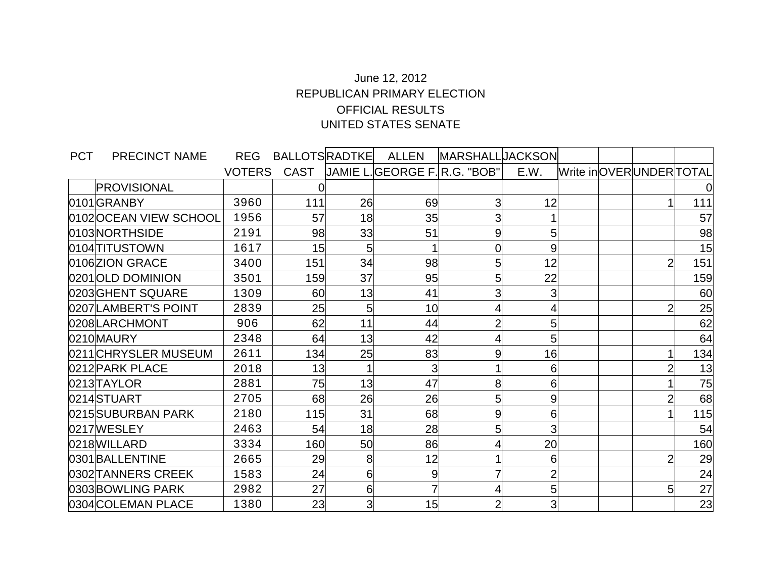June 12, 2012

REPUBLICAN PRIMARY ELECTION

OFFICIAL RESULTS

UNITED STATES SENATE

| PCT | PRECINCT NAME | REG VOTERS | BALLOTS CAST | RADTKE JAMIE L. | ALLEN GEORGE F. | MARSHALL R.G. "BOB" | JACKSON E.W. | Write in | OVER | UNDER | TOTAL |
|---|---|---|---|---|---|---|---|---|---|---|---|
| | PROVISIONAL | | 0 | | | | | | | | 0 |
| 0101 | GRANBY | 3960 | 111 | 26 | 69 | 3 | 12 | | | 1 | 111 |
| 0102 | OCEAN VIEW SCHOOL | 1956 | 57 | 18 | 35 | 3 | 1 | | | | 57 |
| 0103 | NORTHSIDE | 2191 | 98 | 33 | 51 | 9 | 5 | | | | 98 |
| 0104 | TITUSTOWN | 1617 | 15 | 5 | 1 | 0 | 9 | | | | 15 |
| 0106 | ZION GRACE | 3400 | 151 | 34 | 98 | 5 | 12 | | | 2 | 151 |
| 0201 | OLD DOMINION | 3501 | 159 | 37 | 95 | 5 | 22 | | | | 159 |
| 0203 | GHENT SQUARE | 1309 | 60 | 13 | 41 | 3 | 3 | | | | 60 |
| 0207 | LAMBERT'S POINT | 2839 | 25 | 5 | 10 | 4 | 4 | | | 2 | 25 |
| 0208 | LARCHMONT | 906 | 62 | 11 | 44 | 2 | 5 | | | | 62 |
| 0210 | MAURY | 2348 | 64 | 13 | 42 | 4 | 5 | | | | 64 |
| 0211 | CHRYSLER MUSEUM | 2611 | 134 | 25 | 83 | 9 | 16 | | | 1 | 134 |
| 0212 | PARK PLACE | 2018 | 13 | 1 | 3 | 1 | 6 | | | 2 | 13 |
| 0213 | TAYLOR | 2881 | 75 | 13 | 47 | 8 | 6 | | | 1 | 75 |
| 0214 | STUART | 2705 | 68 | 26 | 26 | 5 | 9 | | | 2 | 68 |
| 0215 | SUBURBAN PARK | 2180 | 115 | 31 | 68 | 9 | 6 | | | 1 | 115 |
| 0217 | WESLEY | 2463 | 54 | 18 | 28 | 5 | 3 | | | | 54 |
| 0218 | WILLARD | 3334 | 160 | 50 | 86 | 4 | 20 | | | | 160 |
| 0301 | BALLENTINE | 2665 | 29 | 8 | 12 | 1 | 6 | | | 2 | 29 |
| 0302 | TANNERS CREEK | 1583 | 24 | 6 | 9 | 7 | 2 | | | | 24 |
| 0303 | BOWLING PARK | 2982 | 27 | 6 | 7 | 4 | 5 | | | 5 | 27 |
| 0304 | COLEMAN PLACE | 1380 | 23 | 3 | 15 | 2 | 3 | | | | 23 |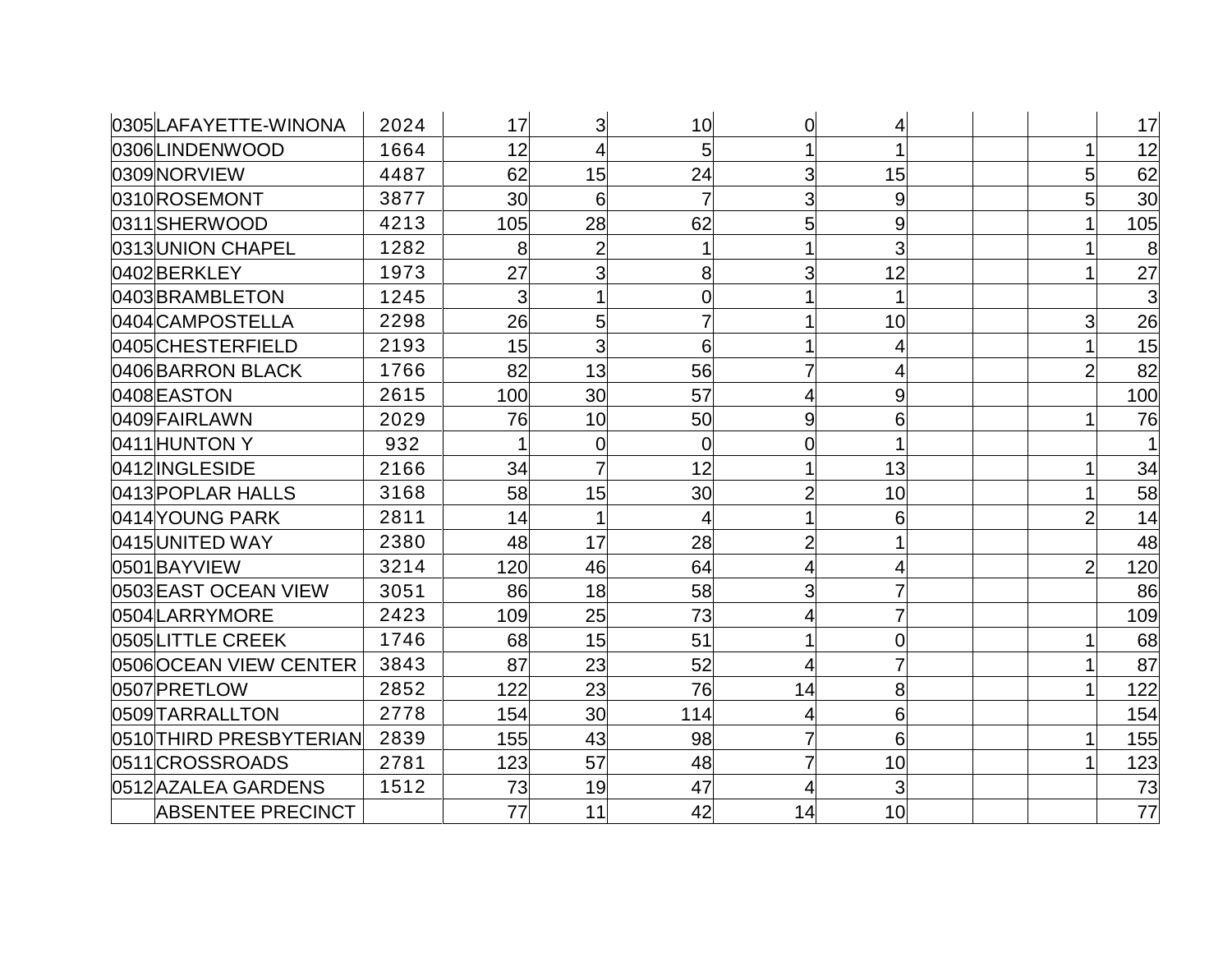| | | | | | | | | | | | |
|---|---|---|---|---|---|---|---|---|---|---|---|
| 0305 | LAFAYETTE-WINONA | 2024 | 17 | 3 | 10 | 0 | 4 | | | | 17 |
| 0306 | LINDENWOOD | 1664 | 12 | 4 | 5 | 1 | 1 | | | 1 | 12 |
| 0309 | NORVIEW | 4487 | 62 | 15 | 24 | 3 | 15 | | | 5 | 62 |
| 0310 | ROSEMONT | 3877 | 30 | 6 | 7 | 3 | 9 | | | 5 | 30 |
| 0311 | SHERWOOD | 4213 | 105 | 28 | 62 | 5 | 9 | | | 1 | 105 |
| 0313 | UNION CHAPEL | 1282 | 8 | 2 | 1 | 1 | 3 | | | 1 | 8 |
| 0402 | BERKLEY | 1973 | 27 | 3 | 8 | 3 | 12 | | | 1 | 27 |
| 0403 | BRAMBLETON | 1245 | 3 | 1 | 0 | 1 | 1 | | | | 3 |
| 0404 | CAMPOSTELLA | 2298 | 26 | 5 | 7 | 1 | 10 | | | 3 | 26 |
| 0405 | CHESTERFIELD | 2193 | 15 | 3 | 6 | 1 | 4 | | | 1 | 15 |
| 0406 | BARRON BLACK | 1766 | 82 | 13 | 56 | 7 | 4 | | | 2 | 82 |
| 0408 | EASTON | 2615 | 100 | 30 | 57 | 4 | 9 | | | | 100 |
| 0409 | FAIRLAWN | 2029 | 76 | 10 | 50 | 9 | 6 | | | 1 | 76 |
| 0411 | HUNTON Y | 932 | 1 | 0 | 0 | 0 | 1 | | | | 1 |
| 0412 | INGLESIDE | 2166 | 34 | 7 | 12 | 1 | 13 | | | 1 | 34 |
| 0413 | POPLAR HALLS | 3168 | 58 | 15 | 30 | 2 | 10 | | | 1 | 58 |
| 0414 | YOUNG PARK | 2811 | 14 | 1 | 4 | 1 | 6 | | | 2 | 14 |
| 0415 | UNITED WAY | 2380 | 48 | 17 | 28 | 2 | 1 | | | | 48 |
| 0501 | BAYVIEW | 3214 | 120 | 46 | 64 | 4 | 4 | | | 2 | 120 |
| 0503 | EAST OCEAN VIEW | 3051 | 86 | 18 | 58 | 3 | 7 | | | | 86 |
| 0504 | LARRYMORE | 2423 | 109 | 25 | 73 | 4 | 7 | | | | 109 |
| 0505 | LITTLE CREEK | 1746 | 68 | 15 | 51 | 1 | 0 | | | 1 | 68 |
| 0506 | OCEAN VIEW CENTER | 3843 | 87 | 23 | 52 | 4 | 7 | | | 1 | 87 |
| 0507 | PRETLOW | 2852 | 122 | 23 | 76 | 14 | 8 | | | 1 | 122 |
| 0509 | TARRALLTON | 2778 | 154 | 30 | 114 | 4 | 6 | | | | 154 |
| 0510 | THIRD PRESBYTERIAN | 2839 | 155 | 43 | 98 | 7 | 6 | | | 1 | 155 |
| 0511 | CROSSROADS | 2781 | 123 | 57 | 48 | 7 | 10 | | | 1 | 123 |
| 0512 | AZALEA GARDENS | 1512 | 73 | 19 | 47 | 4 | 3 | | | | 73 |
| | ABSENTEE PRECINCT | | 77 | 11 | 42 | 14 | 10 | | | | 77 |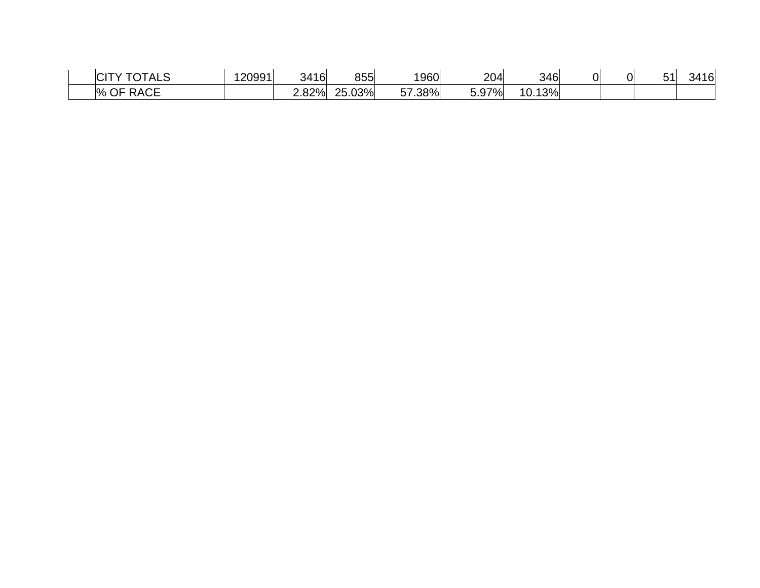| | | | | | | | | | | | | |
|---|---|---|---|---|---|---|---|---|---|---|---|---|
| | CITY TOTALS | 120991 | 3416 | 855 | 1960 | 204 | 346 | 0 | 0 | 51 | 3416 |
| | % OF RACE | | 2.82% | 25.03% | 57.38% | 5.97% | 10.13% | | | | |